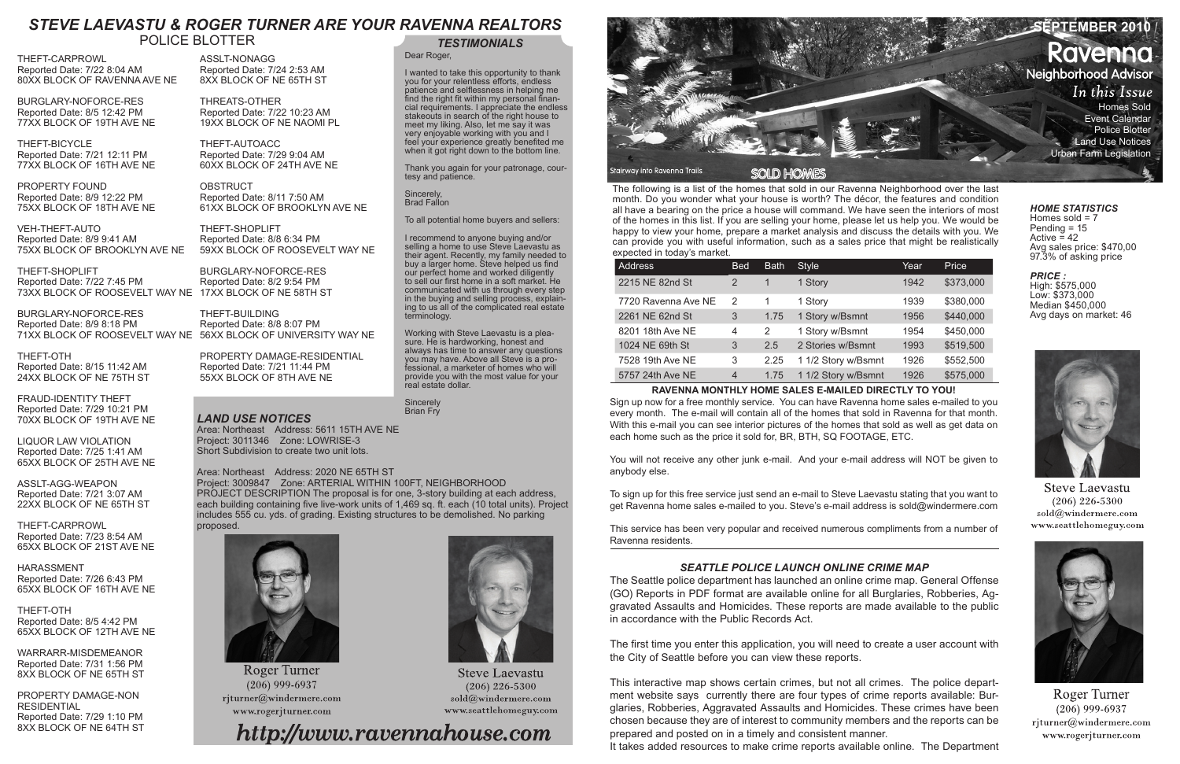# STEVE LAEVASTU & ROGER TURNER ARE YOUR RAVENNA REALTORS

## POLICE BLOTTER

THEFT-CARPROWL
Reported Date: 7/22 8:04 AM
80XX BLOCK OF RAVENNA AVE NE

BURGLARY-NOFORCE-RES
Reported Date: 8/5 12:42 PM
77XX BLOCK OF 19TH AVE NE

THEFT-BICYCLE
Reported Date: 7/21 12:11 PM
77XX BLOCK OF 16TH AVE NE

PROPERTY FOUND
Reported Date: 8/9 12:22 PM
75XX BLOCK OF 18TH AVE NE

VEH-THEFT-AUTO
Reported Date: 8/9 9:41 AM
75XX BLOCK OF BROOKLYN AVE NE

THEFT-SHOPLIFT
Reported Date: 7/22 7:45 PM
73XX BLOCK OF ROOSEVELT WAY NE

BURGLARY-NOFORCE-RES
Reported Date: 8/9 8:18 PM
71XX BLOCK OF ROOSEVELT WAY NE

THEFT-OTH
Reported Date: 8/15 11:42 AM
24XX BLOCK OF NE 75TH ST

FRAUD-IDENTITY THEFT
Reported Date: 7/29 10:21 PM
70XX BLOCK OF 19TH AVE NE

LIQUOR LAW VIOLATION
Reported Date: 7/25 1:41 AM
65XX BLOCK OF 25TH AVE NE

ASSLT-AGG-WEAPON
Reported Date: 7/21 3:07 AM
22XX BLOCK OF NE 65TH ST

THEFT-CARPROWL
Reported Date: 7/23 8:54 AM
65XX BLOCK OF 21ST AVE NE

HARASSMENT
Reported Date: 7/26 6:43 PM
65XX BLOCK OF 16TH AVE NE

THEFT-OTH
Reported Date: 8/5 4:42 PM
65XX BLOCK OF 12TH AVE NE

WARRARR-MISDEMEANOR
Reported Date: 7/31 1:56 PM
8XX BLOCK OF NE 65TH ST

PROPERTY DAMAGE-NON RESIDENTIAL
Reported Date: 7/29 1:10 PM
8XX BLOCK OF NE 64TH ST

ASSLT-NONAGG
Reported Date: 7/24 2:53 AM
8XX BLOCK OF NE 65TH ST

THREATS-OTHER
Reported Date: 7/22 10:23 AM
19XX BLOCK OF NE NAOMI PL

THEFT-AUTOACC
Reported Date: 7/29 9:04 AM
60XX BLOCK OF 24TH AVE NE

OBSTRUCT
Reported Date: 8/11 7:50 AM
61XX BLOCK OF BROOKLYN AVE NE

THEFT-SHOPLIFT
Reported Date: 8/8 6:34 PM
59XX BLOCK OF ROOSEVELT WAY NE

BURGLARY-NOFORCE-RES
Reported Date: 8/2 9:54 PM
17XX BLOCK OF NE 58TH ST

THEFT-BUILDING
Reported Date: 8/8 8:07 PM
56XX BLOCK OF UNIVERSITY WAY NE

PROPERTY DAMAGE-RESIDENTIAL
Reported Date: 7/21 11:44 PM
55XX BLOCK OF 8TH AVE NE

## TESTIMONIALS

Dear Roger,

I wanted to take this opportunity to thank you for your relentless efforts, endless patience and selflessness in helping me find the right fit within my personal financial requirements. I appreciate the endless stakeouts in search of the right house to meet my liking. Also, let me say it was very enjoyable working with you and I feel your experience greatly benefited me when it got right down to the bottom line.

Thank you again for your patronage, courtesy and patience.

Sincerely,
Brad Fallon

To all potential home buyers and sellers:

I recommend to anyone buying and/or selling a home to use Steve Laevastu as their agent. Recently, my family needed to buy a larger home. Steve helped us find our perfect home and worked diligently to sell our first home in a soft market. He communicated with us through every step in the buying and selling process, explaining to us all of the complicated real estate terminology.

Working with Steve Laevastu is a pleasure. He is hardworking, honest and always has time to answer any questions you may have. Above all Steve is a professional, a marketer of homes who will provide you with the most value for your real estate dollar.

Sincerely
Brian Fry

## LAND USE NOTICES

Area: Northeast Address: 5611 15TH AVE NE
Project: 3011346 Zone: LOWRISE-3
Short Subdivision to create two unit lots.

Area: Northeast Address: 2020 NE 65TH ST
Project: 3009847 Zone: ARTERIAL WITHIN 100FT, NEIGHBORHOOD
PROJECT DESCRIPTION The proposal is for one, 3-story building at each address, each building containing five live-work units of 1,469 sq. ft. each (10 total units). Project includes 555 cu. yds. of grading. Existing structures to be demolished. No parking proposed.

Roger Turner
(206) 999-6937
rjturner@windermere.com
www.rogerjturner.com

Steve Laevastu
(206) 226-5300
sold@windermere.com
www.seattlehomeguy.com

*http://www.ravennahouse.com*

# SEPTEMBER 2010 / Ravenna Neighborhood Advisor

*In this Issue*
- Homes Sold
- Event Calendar
- Police Blotter
- Land Use Notices
- Urban Farm Legislation

Stairway into Ravenna Trails

## SOLD HOMES

The following is a list of the homes that sold in our Ravenna Neighborhood over the last month. Do you wonder what your house is worth? The décor, the features and condition all have a bearing on the price a house will command. We have seen the interiors of most of the homes in this list. If you are selling your home, please let us help you. We would be happy to view your home, prepare a market analysis and discuss the details with you. We can provide you with useful information, such as a sales price that might be realistically expected in today's market.

| Address | Bed | Bath | Style | Year | Price |
|---|---|---|---|---|---|
| 2215 NE 82nd St | 2 | 1 | 1 Story | 1942 | $373,000 |
| 7720 Ravenna Ave NE | 2 | 1 | 1 Story | 1939 | $380,000 |
| 2261 NE 82nd St | 3 | 1.75 | 1 Story w/Bsmnt | 1956 | $440,000 |
| 8201 18th Ave NE | 4 | 2 | 1 Story w/Bsmnt | 1954 | $450,000 |
| 1024 NE 69th St | 3 | 2.5 | 2 Stories w/Bsmnt | 1993 | $519,500 |
| 7528 19th Ave NE | 3 | 2.25 | 1 1/2 Story w/Bsmnt | 1926 | $552,500 |
| 5757 24th Ave NE | 4 | 1.75 | 1 1/2 Story w/Bsmnt | 1926 | $575,000 |

### HOME STATISTICS

Homes sold = 7
Pending = 15
Active = 42
Avg sales price: $470,00
97.3% of asking price

### PRICE :

High: $575,000
Low: $373,000
Median $450,000
Avg days on market: 46

Steve Laevastu
(206) 226-5300
sold@windermere.com
www.seattlehomeguy.com

Roger Turner
(206) 999-6937
rjturner@windermere.com
www.rogerjturner.com

### RAVENNA MONTHLY HOME SALES E-MAILED DIRECTLY TO YOU!

Sign up now for a free monthly service. You can have Ravenna home sales e-mailed to you every month. The e-mail will contain all of the homes that sold in Ravenna for that month. With this e-mail you can see interior pictures of the homes that sold as well as get data on each home such as the price it sold for, BR, BTH, SQ FOOTAGE, ETC.

You will not receive any other junk e-mail. And your e-mail address will NOT be given to anybody else.

To sign up for this free service just send an e-mail to Steve Laevastu stating that you want to get Ravenna home sales e-mailed to you. Steve's e-mail address is sold@windermere.com

This service has been very popular and received numerous compliments from a number of Ravenna residents.

### SEATTLE POLICE LAUNCH ONLINE CRIME MAP

The Seattle police department has launched an online crime map. General Offense (GO) Reports in PDF format are available online for all Burglaries, Robberies, Aggravated Assaults and Homicides. These reports are made available to the public in accordance with the Public Records Act.

The first time you enter this application, you will need to create a user account with the City of Seattle before you can view these reports.

This interactive map shows certain crimes, but not all crimes. The police department website says currently there are four types of crime reports available: Burglaries, Robberies, Aggravated Assaults and Homicides. These crimes have been chosen because they are of interest to community members and the reports can be prepared and posted on in a timely and consistent manner.

It takes added resources to make crime reports available online. The Department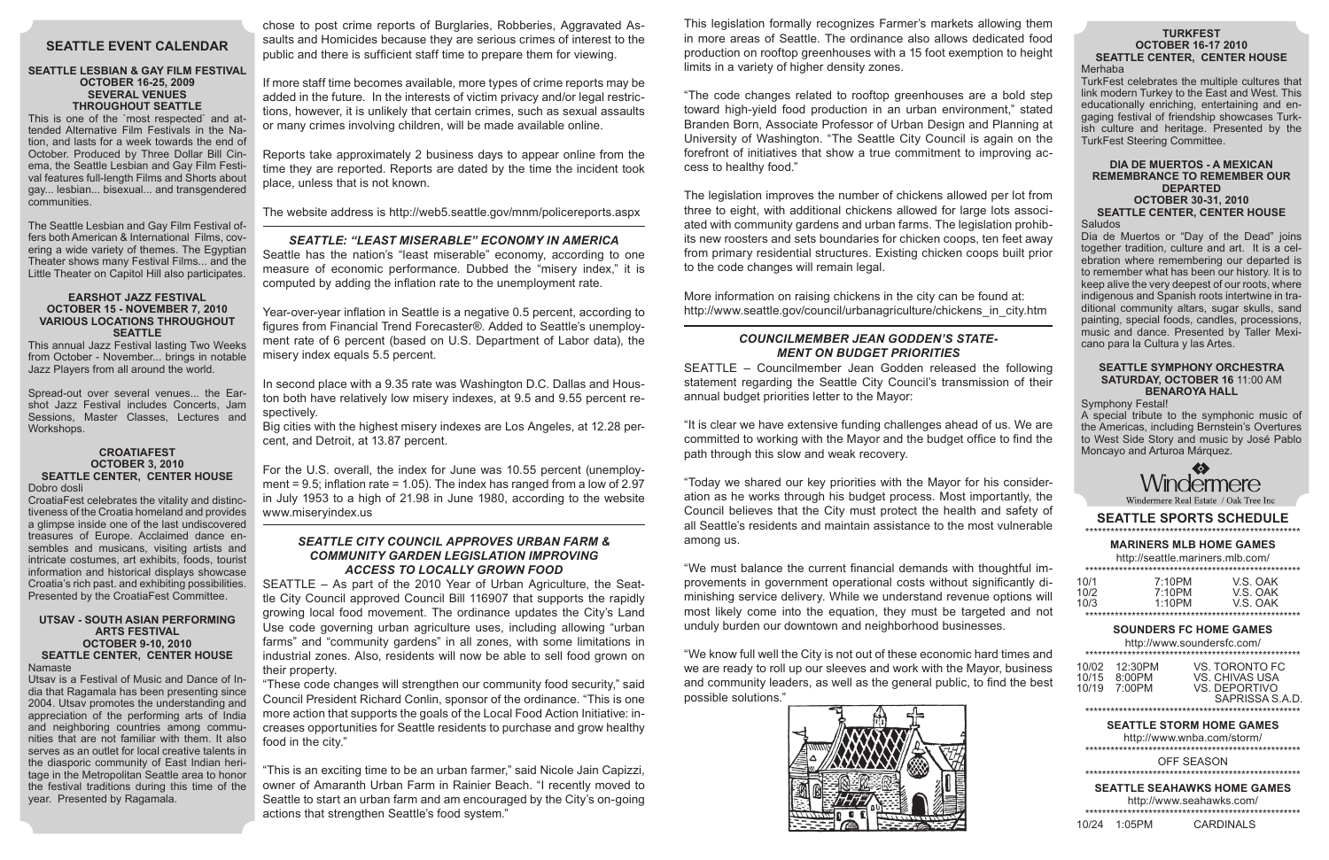## SEATTLE EVENT CALENDAR

### SEATTLE LESBIAN & GAY FILM FESTIVAL
**OCTOBER 16-25, 2009**
**SEVERAL VENUES THROUGHOUT SEATTLE**

This is one of the `most respected` and attended Alternative Film Festivals in the Nation, and lasts for a week towards the end of October. Produced by Three Dollar Bill Cinema, the Seattle Lesbian and Gay Film Festival features full-length Films and Shorts about gay... lesbian... bisexual... and transgendered communities.

The Seattle Lesbian and Gay Film Festival offers both American & International Films, covering a wide variety of themes. The Egyptian Theater shows many Festival Films... and the Little Theater on Capitol Hill also participates.

### EARSHOT JAZZ FESTIVAL
**OCTOBER 15 - NOVEMBER 7, 2010**
**VARIOUS LOCATIONS THROUGHOUT SEATTLE**

This annual Jazz Festival lasting Two Weeks from October - November... brings in notable Jazz Players from all around the world.

Spread-out over several venues... the Earshot Jazz Festival includes Concerts, Jam Sessions, Master Classes, Lectures and Workshops.

### CROATIAFEST
**OCTOBER 3, 2010**
**SEATTLE CENTER, CENTER HOUSE**

Dobro dosli

CroatiaFest celebrates the vitality and distinctiveness of the Croatia homeland and provides a glimpse inside one of the last undiscovered treasures of Europe. Acclaimed dance ensembles and musicans, visiting artists and intricate costumes, art exhibits, foods, tourist information and historical displays showcase Croatia's rich past. and exhibiting possibilities. Presented by the CroatiaFest Committee.

### UTSAV - SOUTH ASIAN PERFORMING ARTS FESTIVAL
**OCTOBER 9-10, 2010**
**SEATTLE CENTER, CENTER HOUSE**

Namaste

Utsav is a Festival of Music and Dance of India that Ragamala has been presenting since 2004. Utsav promotes the understanding and appreciation of the performing arts of India and neighboring countries among communities that are not familiar with them. It also serves as an outlet for local creative talents in the diasporic community of East Indian heritage in the Metropolitan Seattle area to honor the festival traditions during this time of the year. Presented by Ragamala.

chose to post crime reports of Burglaries, Robberies, Aggravated Assaults and Homicides because they are serious crimes of interest to the public and there is sufficient staff time to prepare them for viewing.

If more staff time becomes available, more types of crime reports may be added in the future. In the interests of victim privacy and/or legal restrictions, however, it is unlikely that certain crimes, such as sexual assaults or many crimes involving children, will be made available online.

Reports take approximately 2 business days to appear online from the time they are reported. Reports are dated by the time the incident took place, unless that is not known.

The website address is http://web5.seattle.gov/mnm/policereports.aspx

### *SEATTLE: "LEAST MISERABLE" ECONOMY IN AMERICA*

Seattle has the nation's "least miserable" economy, according to one measure of economic performance. Dubbed the "misery index," it is computed by adding the inflation rate to the unemployment rate.

Year-over-year inflation in Seattle is a negative 0.5 percent, according to figures from Financial Trend Forecaster®. Added to Seattle's unemployment rate of 6 percent (based on U.S. Department of Labor data), the misery index equals 5.5 percent.

In second place with a 9.35 rate was Washington D.C. Dallas and Houston both have relatively low misery indexes, at 9.5 and 9.55 percent respectively.

Big cities with the highest misery indexes are Los Angeles, at 12.28 percent, and Detroit, at 13.87 percent.

For the U.S. overall, the index for June was 10.55 percent (unemployment = 9.5; inflation rate = 1.05). The index has ranged from a low of 2.97 in July 1953 to a high of 21.98 in June 1980, according to the website www.miseryindex.us

### *SEATTLE CITY COUNCIL APPROVES URBAN FARM & COMMUNITY GARDEN LEGISLATION IMPROVING ACCESS TO LOCALLY GROWN FOOD*

SEATTLE – As part of the 2010 Year of Urban Agriculture, the Seattle City Council approved Council Bill 116907 that supports the rapidly growing local food movement. The ordinance updates the City's Land Use code governing urban agriculture uses, including allowing "urban farms" and "community gardens" in all zones, with some limitations in industrial zones. Also, residents will now be able to sell food grown on their property.

"These code changes will strengthen our community food security," said Council President Richard Conlin, sponsor of the ordinance. "This is one more action that supports the goals of the Local Food Action Initiative: increases opportunities for Seattle residents to purchase and grow healthy food in the city."

"This is an exciting time to be an urban farmer," said Nicole Jain Capizzi, owner of Amaranth Urban Farm in Rainier Beach. "I recently moved to Seattle to start an urban farm and am encouraged by the City's on-going actions that strengthen Seattle's food system."

This legislation formally recognizes Farmer's markets allowing them in more areas of Seattle. The ordinance also allows dedicated food production on rooftop greenhouses with a 15 foot exemption to height limits in a variety of higher density zones.

"The code changes related to rooftop greenhouses are a bold step toward high-yield food production in an urban environment," stated Branden Born, Associate Professor of Urban Design and Planning at University of Washington. "The Seattle City Council is again on the forefront of initiatives that show a true commitment to improving access to healthy food."

The legislation improves the number of chickens allowed per lot from three to eight, with additional chickens allowed for large lots associated with community gardens and urban farms. The legislation prohibits new roosters and sets boundaries for chicken coops, ten feet away from primary residential structures. Existing chicken coops built prior to the code changes will remain legal.

More information on raising chickens in the city can be found at:
http://www.seattle.gov/council/urbanagriculture/chickens_in_city.htm

### *COUNCILMEMBER JEAN GODDEN'S STATEMENT ON BUDGET PRIORITIES*

SEATTLE – Councilmember Jean Godden released the following statement regarding the Seattle City Council's transmission of their annual budget priorities letter to the Mayor:

"It is clear we have extensive funding challenges ahead of us. We are committed to working with the Mayor and the budget office to find the path through this slow and weak recovery.

"Today we shared our key priorities with the Mayor for his consideration as he works through his budget process. Most importantly, the Council believes that the City must protect the health and safety of all Seattle's residents and maintain assistance to the most vulnerable among us.

"We must balance the current financial demands with thoughtful improvements in government operational costs without significantly diminishing service delivery. While we understand revenue options will most likely come into the equation, they must be targeted and not unduly burden our downtown and neighborhood businesses.

"We know full well the City is not out of these economic hard times and we are ready to roll up our sleeves and work with the Mayor, business and community leaders, as well as the general public, to find the best possible solutions."

### TURKFEST
**OCTOBER 16-17 2010**
**SEATTLE CENTER, CENTER HOUSE**

Merhaba

TurkFest celebrates the multiple cultures that link modern Turkey to the East and West. This educationally enriching, entertaining and engaging festival of friendship showcases Turkish culture and heritage. Presented by the TurkFest Steering Committee.

### DIA DE MUERTOS - A MEXICAN REMEMBRANCE TO REMEMBER OUR DEPARTED
**OCTOBER 30-31, 2010**
**SEATTLE CENTER, CENTER HOUSE**

Saludos

Dia de Muertos or "Day of the Dead" joins together tradition, culture and art. It is a celebration where remembering our departed is to remember what has been our history. It is to keep alive the very deepest of our roots, where indigenous and Spanish roots intertwine in traditional community altars, sugar skulls, sand painting, special foods, candles, processions, music and dance. Presented by Taller Mexicano para la Cultura y las Artes.

### SEATTLE SYMPHONY ORCHESTRA
**SATURDAY, OCTOBER 16** 11:00 AM
**BENAROYA HALL**

Symphony Festal!

A special tribute to the symphonic music of the Americas, including Bernstein's Overtures to West Side Story and music by José Pablo Moncayo and Arturoa Márquez.

Windermere
Windermere Real Estate / Oak Tree Inc

## SEATTLE SPORTS SCHEDULE

### MARINERS MLB HOME GAMES
http://seattle.mariners.mlb.com/

| | | |
|---|---|---|
| 10/1 | 7:10PM | V.S. OAK |
| 10/2 | 7:10PM | V.S. OAK |
| 10/3 | 1:10PM | V.S. OAK |

### SOUNDERS FC HOME GAMES
http://www.soundersfc.com/

| | | |
|---|---|---|
| 10/02 | 12:30PM | VS. TORONTO FC |
| 10/15 | 8:00PM | VS. CHIVAS USA |
| 10/19 | 7:00PM | VS. DEPORTIVO SAPRISSA S.A.D. |

### SEATTLE STORM HOME GAMES
http://www.wnba.com/storm/

OFF SEASON

### SEATTLE SEAHAWKS HOME GAMES
http://www.seahawks.com/

| | | |
|---|---|---|
| 10/24 | 1:05PM | CARDINALS |